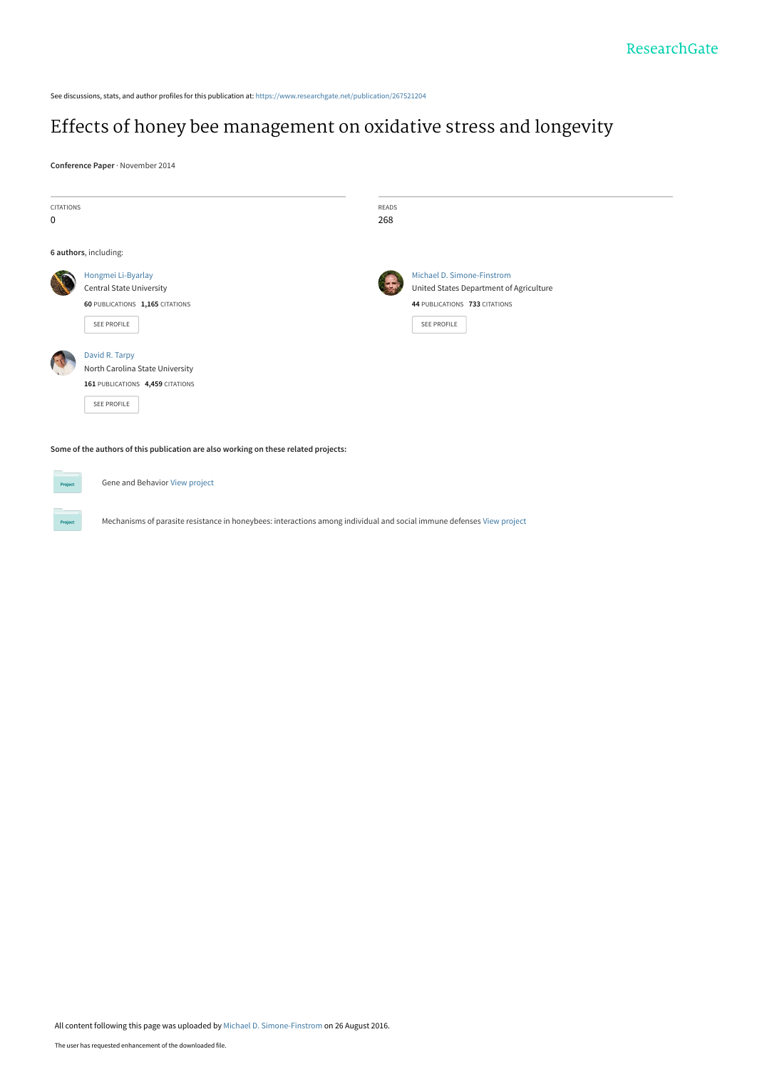ResearchGate

See discussions, stats, and author profiles for this publication at: https://www.researchgate.net/publication/267521204

# Effects of honey bee management on oxidative stress and longevity

**Conference Paper** · November 2014

CITATIONS
0

READS
268

**6 authors**, including:

Hongmei Li-Byarlay
Central State University
**60** PUBLICATIONS **1,165** CITATIONS
SEE PROFILE

Michael D. Simone-Finstrom
United States Department of Agriculture
**44** PUBLICATIONS **733** CITATIONS
SEE PROFILE

David R. Tarpy
North Carolina State University
**161** PUBLICATIONS **4,459** CITATIONS
SEE PROFILE

**Some of the authors of this publication are also working on these related projects:**

Gene and Behavior View project

Mechanisms of parasite resistance in honeybees: interactions among individual and social immune defenses View project

All content following this page was uploaded by Michael D. Simone-Finstrom on 26 August 2016.

The user has requested enhancement of the downloaded file.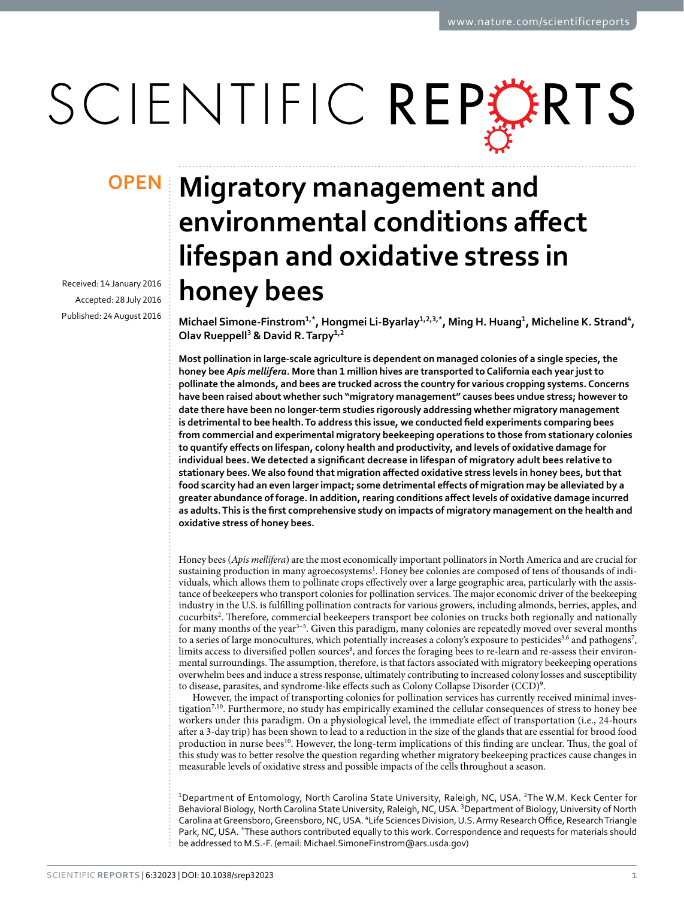OPEN

# Migratory management and environmental conditions affect lifespan and oxidative stress in honey bees

Received: 14 January 2016

Accepted: 28 July 2016

Published: 24 August 2016

Michael Simone-Finstrom[1,*], Hongmei Li-Byarlay[1,2,3,*], Ming H. Huang[1], Micheline K. Strand[4], Olav Rueppell[3] & David R. Tarpy[1,2]

**Most pollination in large-scale agriculture is dependent on managed colonies of a single species, the honey bee *Apis mellifera*. More than 1 million hives are transported to California each year just to pollinate the almonds, and bees are trucked across the country for various cropping systems. Concerns have been raised about whether such "migratory management" causes bees undue stress; however to date there have been no longer-term studies rigorously addressing whether migratory management is detrimental to bee health. To address this issue, we conducted field experiments comparing bees from commercial and experimental migratory beekeeping operations to those from stationary colonies to quantify effects on lifespan, colony health and productivity, and levels of oxidative damage for individual bees. We detected a significant decrease in lifespan of migratory adult bees relative to stationary bees. We also found that migration affected oxidative stress levels in honey bees, but that food scarcity had an even larger impact; some detrimental effects of migration may be alleviated by a greater abundance of forage. In addition, rearing conditions affect levels of oxidative damage incurred as adults. This is the first comprehensive study on impacts of migratory management on the health and oxidative stress of honey bees.**

Honey bees (*Apis mellifera*) are the most economically important pollinators in North America and are crucial for sustaining production in many agroecosystems[1]. Honey bee colonies are composed of tens of thousands of individuals, which allows them to pollinate crops effectively over a large geographic area, particularly with the assistance of beekeepers who transport colonies for pollination services. The major economic driver of the beekeeping industry in the U.S. is fulfilling pollination contracts for various growers, including almonds, berries, apples, and cucurbits[2]. Therefore, commercial beekeepers transport bee colonies on trucks both regionally and nationally for many months of the year[3–5]. Given this paradigm, many colonies are repeatedly moved over several months to a series of large monocultures, which potentially increases a colony's exposure to pesticides[3,6] and pathogens[7], limits access to diversified pollen sources[8], and forces the foraging bees to re-learn and re-assess their environmental surroundings. The assumption, therefore, is that factors associated with migratory beekeeping operations overwhelm bees and induce a stress response, ultimately contributing to increased colony losses and susceptibility to disease, parasites, and syndrome-like effects such as Colony Collapse Disorder (CCD)[9].

However, the impact of transporting colonies for pollination services has currently received minimal investigation[7,10]. Furthermore, no study has empirically examined the cellular consequences of stress to honey bee workers under this paradigm. On a physiological level, the immediate effect of transportation (i.e., 24-hours after a 3-day trip) has been shown to lead to a reduction in the size of the glands that are essential for brood food production in nurse bees[10]. However, the long-term implications of this finding are unclear. Thus, the goal of this study was to better resolve the question regarding whether migratory beekeeping practices cause changes in measurable levels of oxidative stress and possible impacts of the cells throughout a season.

[1]Department of Entomology, North Carolina State University, Raleigh, NC, USA. [2]The W.M. Keck Center for Behavioral Biology, North Carolina State University, Raleigh, NC, USA. [3]Department of Biology, University of North Carolina at Greensboro, Greensboro, NC, USA. [4]Life Sciences Division, U.S. Army Research Office, Research Triangle Park, NC, USA. *These authors contributed equally to this work. Correspondence and requests for materials should be addressed to M.S.-F. (email: Michael.SimoneFinstrom@ars.usda.gov)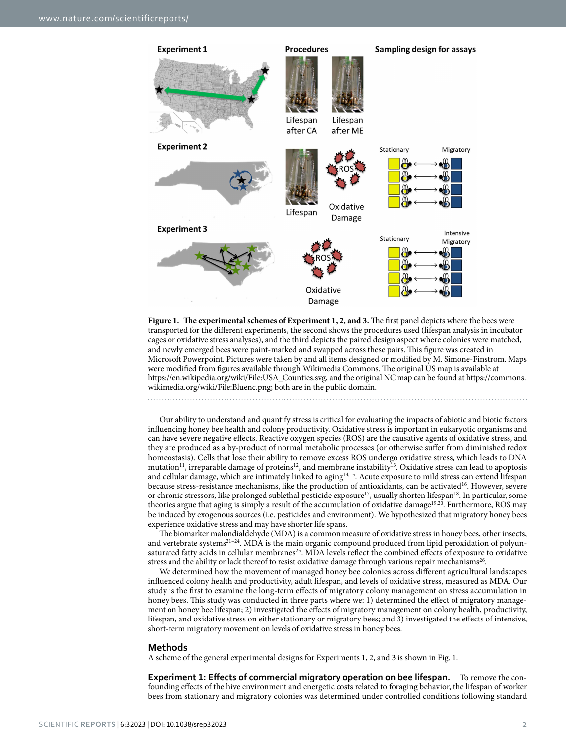**Figure 1. The experimental schemes of Experiment 1, 2, and 3.** The first panel depicts where the bees were transported for the different experiments, the second shows the procedures used (lifespan analysis in incubator cages or oxidative stress analyses), and the third depicts the paired design aspect where colonies were matched, and newly emerged bees were paint-marked and swapped across these pairs. This figure was created in Microsoft Powerpoint. Pictures were taken by and all items designed or modified by M. Simone-Finstrom. Maps were modified from figures available through Wikimedia Commons. The original US map is available at https://en.wikipedia.org/wiki/File:USA_Counties.svg, and the original NC map can be found at https://commons.wikimedia.org/wiki/File:Bluenc.png; both are in the public domain.

Our ability to understand and quantify stress is critical for evaluating the impacts of abiotic and biotic factors influencing honey bee health and colony productivity. Oxidative stress is important in eukaryotic organisms and can have severe negative effects. Reactive oxygen species (ROS) are the causative agents of oxidative stress, and they are produced as a by-product of normal metabolic processes (or otherwise suffer from diminished redox homeostasis). Cells that lose their ability to remove excess ROS undergo oxidative stress, which leads to DNA mutation[11], irreparable damage of proteins[12], and membrane instability[13]. Oxidative stress can lead to apoptosis and cellular damage, which are intimately linked to aging[14,15]. Acute exposure to mild stress can extend lifespan because stress-resistance mechanisms, like the production of antioxidants, can be activated[16]. However, severe or chronic stressors, like prolonged sublethal pesticide exposure[17], usually shorten lifespan[18]. In particular, some theories argue that aging is simply a result of the accumulation of oxidative damage[19,20]. Furthermore, ROS may be induced by exogenous sources (i.e. pesticides and environment). We hypothesized that migratory honey bees experience oxidative stress and may have shorter life spans.

The biomarker malondialdehyde (MDA) is a common measure of oxidative stress in honey bees, other insects, and vertebrate systems[21–24]. MDA is the main organic compound produced from lipid peroxidation of polyunsaturated fatty acids in cellular membranes[25]. MDA levels reflect the combined effects of exposure to oxidative stress and the ability or lack thereof to resist oxidative damage through various repair mechanisms[26].

We determined how the movement of managed honey bee colonies across different agricultural landscapes influenced colony health and productivity, adult lifespan, and levels of oxidative stress, measured as MDA. Our study is the first to examine the long-term effects of migratory colony management on stress accumulation in honey bees. This study was conducted in three parts where we: 1) determined the effect of migratory management on honey bee lifespan; 2) investigated the effects of migratory management on colony health, productivity, lifespan, and oxidative stress on either stationary or migratory bees; and 3) investigated the effects of intensive, short-term migratory movement on levels of oxidative stress in honey bees.

## Methods

A scheme of the general experimental designs for Experiments 1, 2, and 3 is shown in Fig. 1.

**Experiment 1: Effects of commercial migratory operation on bee lifespan.** To remove the confounding effects of the hive environment and energetic costs related to foraging behavior, the lifespan of worker bees from stationary and migratory colonies was determined under controlled conditions following standard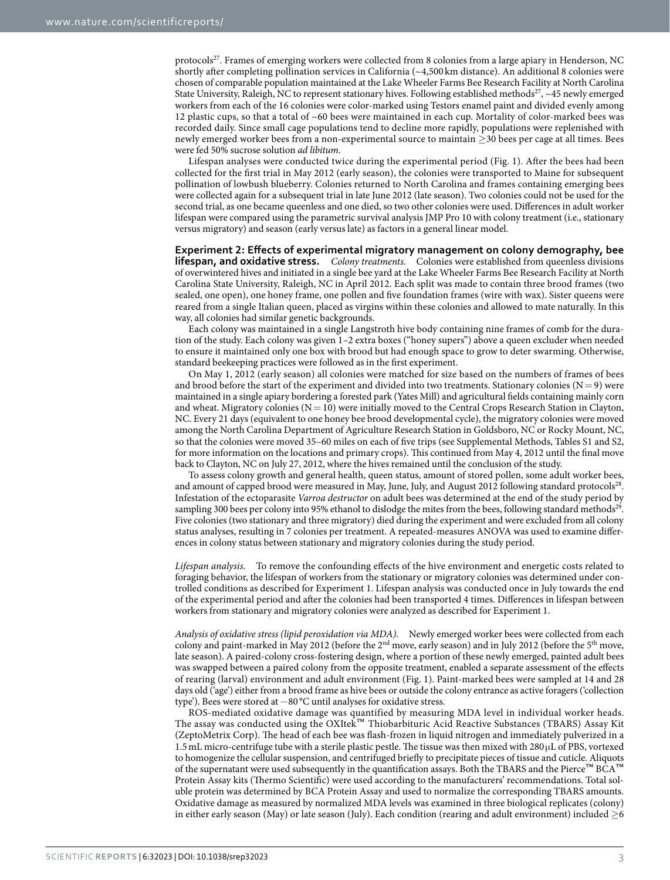protocols[27]. Frames of emerging workers were collected from 8 colonies from a large apiary in Henderson, NC shortly after completing pollination services in California (~4,500 km distance). An additional 8 colonies were chosen of comparable population maintained at the Lake Wheeler Farms Bee Research Facility at North Carolina State University, Raleigh, NC to represent stationary hives. Following established methods[27], ~45 newly emerged workers from each of the 16 colonies were color-marked using Testors enamel paint and divided evenly among 12 plastic cups, so that a total of ~60 bees were maintained in each cup. Mortality of color-marked bees was recorded daily. Since small cage populations tend to decline more rapidly, populations were replenished with newly emerged worker bees from a non-experimental source to maintain $\geq$30 bees per cage at all times. Bees were fed 50% sucrose solution *ad libitum*.

Lifespan analyses were conducted twice during the experimental period (Fig. 1). After the bees had been collected for the first trial in May 2012 (early season), the colonies were transported to Maine for subsequent pollination of lowbush blueberry. Colonies returned to North Carolina and frames containing emerging bees were collected again for a subsequent trial in late June 2012 (late season). Two colonies could not be used for the second trial, as one became queenless and one died, so two other colonies were used. Differences in adult worker lifespan were compared using the parametric survival analysis JMP Pro 10 with colony treatment (i.e., stationary versus migratory) and season (early versus late) as factors in a general linear model.

**Experiment 2: Effects of experimental migratory management on colony demography, bee lifespan, and oxidative stress.** *Colony treatments.* Colonies were established from queenless divisions of overwintered hives and initiated in a single bee yard at the Lake Wheeler Farms Bee Research Facility at North Carolina State University, Raleigh, NC in April 2012. Each split was made to contain three brood frames (two sealed, one open), one honey frame, one pollen and five foundation frames (wire with wax). Sister queens were reared from a single Italian queen, placed as virgins within these colonies and allowed to mate naturally. In this way, all colonies had similar genetic backgrounds.

Each colony was maintained in a single Langstroth hive body containing nine frames of comb for the duration of the study. Each colony was given 1–2 extra boxes ("honey supers") above a queen excluder when needed to ensure it maintained only one box with brood but had enough space to grow to deter swarming. Otherwise, standard beekeeping practices were followed as in the first experiment.

On May 1, 2012 (early season) all colonies were matched for size based on the numbers of frames of bees and brood before the start of the experiment and divided into two treatments. Stationary colonies ($N = 9$) were maintained in a single apiary bordering a forested park (Yates Mill) and agricultural fields containing mainly corn and wheat. Migratory colonies ($N = 10$) were initially moved to the Central Crops Research Station in Clayton, NC. Every 21 days (equivalent to one honey bee brood developmental cycle), the migratory colonies were moved among the North Carolina Department of Agriculture Research Station in Goldsboro, NC or Rocky Mount, NC, so that the colonies were moved 35–60 miles on each of five trips (see Supplemental Methods, Tables S1 and S2, for more information on the locations and primary crops). This continued from May 4, 2012 until the final move back to Clayton, NC on July 27, 2012, where the hives remained until the conclusion of the study.

To assess colony growth and general health, queen status, amount of stored pollen, some adult worker bees, and amount of capped brood were measured in May, June, July, and August 2012 following standard protocols[28]. Infestation of the ectoparasite *Varroa destructor* on adult bees was determined at the end of the study period by sampling 300 bees per colony into 95% ethanol to dislodge the mites from the bees, following standard methods[29]. Five colonies (two stationary and three migratory) died during the experiment and were excluded from all colony status analyses, resulting in 7 colonies per treatment. A repeated-measures ANOVA was used to examine differences in colony status between stationary and migratory colonies during the study period.

*Lifespan analysis.* To remove the confounding effects of the hive environment and energetic costs related to foraging behavior, the lifespan of workers from the stationary or migratory colonies was determined under controlled conditions as described for Experiment 1. Lifespan analysis was conducted once in July towards the end of the experimental period and after the colonies had been transported 4 times. Differences in lifespan between workers from stationary and migratory colonies were analyzed as described for Experiment 1.

*Analysis of oxidative stress (lipid peroxidation via MDA).* Newly emerged worker bees were collected from each colony and paint-marked in May 2012 (before the 2nd move, early season) and in July 2012 (before the 5th move, late season). A paired-colony cross-fostering design, where a portion of these newly emerged, painted adult bees was swapped between a paired colony from the opposite treatment, enabled a separate assessment of the effects of rearing (larval) environment and adult environment (Fig. 1). Paint-marked bees were sampled at 14 and 28 days old ('age') either from a brood frame as hive bees or outside the colony entrance as active foragers ('collection type'). Bees were stored at −80 °C until analyses for oxidative stress.

ROS-mediated oxidative damage was quantified by measuring MDA level in individual worker heads. The assay was conducted using the OXItek™ Thiobarbituric Acid Reactive Substances (TBARS) Assay Kit (ZeptoMetrix Corp). The head of each bee was flash-frozen in liquid nitrogen and immediately pulverized in a 1.5 mL micro-centrifuge tube with a sterile plastic pestle. The tissue was then mixed with 280 μL of PBS, vortexed to homogenize the cellular suspension, and centrifuged briefly to precipitate pieces of tissue and cuticle. Aliquots of the supernatant were used subsequently in the quantification assays. Both the TBARS and the Pierce™ BCA™ Protein Assay kits (Thermo Scientific) were used according to the manufacturers' recommendations. Total soluble protein was determined by BCA Protein Assay and used to normalize the corresponding TBARS amounts. Oxidative damage as measured by normalized MDA levels was examined in three biological replicates (colony) in either early season (May) or late season (July). Each condition (rearing and adult environment) included $\geq$6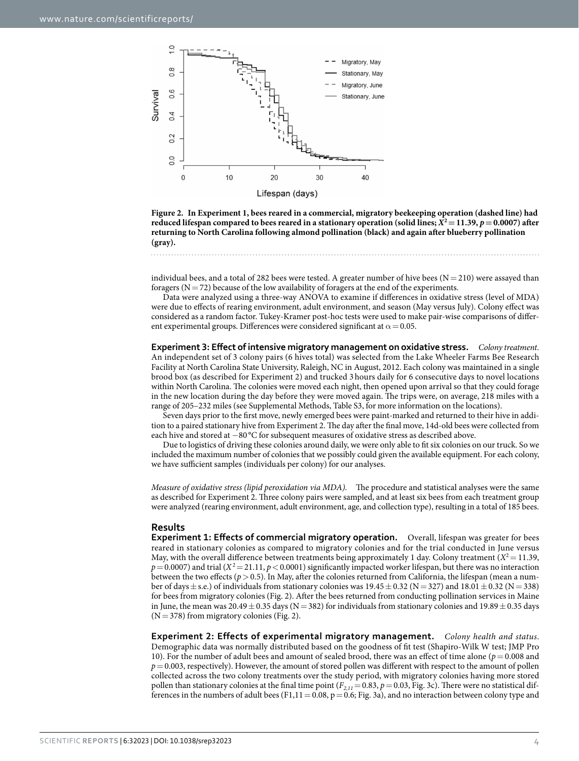**Figure 2. In Experiment 1, bees reared in a commercial, migratory beekeeping operation (dashed line) had reduced lifespan compared to bees reared in a stationary operation (solid lines; $X^2 = 11.39$, $p = 0.0007$) after returning to North Carolina following almond pollination (black) and again after blueberry pollination (gray).**

individual bees, and a total of 282 bees were tested. A greater number of hive bees (N = 210) were assayed than foragers (N = 72) because of the low availability of foragers at the end of the experiments.

Data were analyzed using a three-way ANOVA to examine if differences in oxidative stress (level of MDA) were due to effects of rearing environment, adult environment, and season (May versus July). Colony effect was considered as a random factor. Tukey-Kramer post-hoc tests were used to make pair-wise comparisons of different experimental groups. Differences were considered significant at $\alpha = 0.05$.

**Experiment 3: Effect of intensive migratory management on oxidative stress.** *Colony treatment.* An independent set of 3 colony pairs (6 hives total) was selected from the Lake Wheeler Farms Bee Research Facility at North Carolina State University, Raleigh, NC in August, 2012. Each colony was maintained in a single brood box (as described for Experiment 2) and trucked 3 hours daily for 6 consecutive days to novel locations within North Carolina. The colonies were moved each night, then opened upon arrival so that they could forage in the new location during the day before they were moved again. The trips were, on average, 218 miles with a range of 205–232 miles (see Supplemental Methods, Table S3, for more information on the locations).

Seven days prior to the first move, newly emerged bees were paint-marked and returned to their hive in addition to a paired stationary hive from Experiment 2. The day after the final move, 14d-old bees were collected from each hive and stored at −80 °C for subsequent measures of oxidative stress as described above.

Due to logistics of driving these colonies around daily, we were only able to fit six colonies on our truck. So we included the maximum number of colonies that we possibly could given the available equipment. For each colony, we have sufficient samples (individuals per colony) for our analyses.

*Measure of oxidative stress (lipid peroxidation via MDA).* The procedure and statistical analyses were the same as described for Experiment 2. Three colony pairs were sampled, and at least six bees from each treatment group were analyzed (rearing environment, adult environment, age, and collection type), resulting in a total of 185 bees.

## Results

**Experiment 1: Effects of commercial migratory operation.** Overall, lifespan was greater for bees reared in stationary colonies as compared to migratory colonies and for the trial conducted in June versus May, with the overall difference between treatments being approximately 1 day. Colony treatment ($X^2 = 11.39$, $p = 0.0007$) and trial ($X^2 = 21.11$, $p < 0.0001$) significantly impacted worker lifespan, but there was no interaction between the two effects ($p > 0.5$). In May, after the colonies returned from California, the lifespan (mean a number of days ± s.e.) of individuals from stationary colonies was 19.45 ± 0.32 (N = 327) and 18.01 ± 0.32 (N = 338) for bees from migratory colonies (Fig. 2). After the bees returned from conducting pollination services in Maine in June, the mean was 20.49 ± 0.35 days (N = 382) for individuals from stationary colonies and 19.89 ± 0.35 days (N = 378) from migratory colonies (Fig. 2).

**Experiment 2: Effects of experimental migratory management.** *Colony health and status.* Demographic data was normally distributed based on the goodness of fit test (Shapiro-Wilk W test; JMP Pro 10). For the number of adult bees and amount of sealed brood, there was an effect of time alone ($p = 0.008$ and $p = 0.003$, respectively). However, the amount of stored pollen was different with respect to the amount of pollen collected across the two colony treatments over the study period, with migratory colonies having more stored pollen than stationary colonies at the final time point ($F_{2,11} = 0.83$, $p = 0.03$, Fig. 3c). There were no statistical differences in the numbers of adult bees ($F_{1,11} = 0.08$, $p = 0.6$; Fig. 3a), and no interaction between colony type and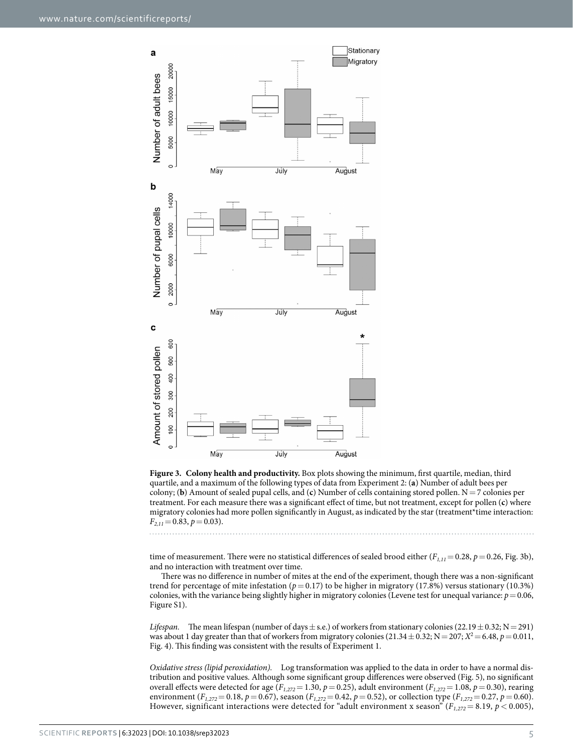**Figure 3. Colony health and productivity.** Box plots showing the minimum, first quartile, median, third quartile, and a maximum of the following types of data from Experiment 2: (**a**) Number of adult bees per colony; (**b**) Amount of sealed pupal cells, and (**c**) Number of cells containing stored pollen. N = 7 colonies per treatment. For each measure there was a significant effect of time, but not treatment, except for pollen (**c**) where migratory colonies had more pollen significantly in August, as indicated by the star (treatment*time interaction: $F_{2,11} = 0.83$, $p = 0.03$).

time of measurement. There were no statistical differences of sealed brood either ($F_{1,11} = 0.28$, $p = 0.26$, Fig. 3b), and no interaction with treatment over time.

There was no difference in number of mites at the end of the experiment, though there was a non-significant trend for percentage of mite infestation ($p = 0.17$) to be higher in migratory (17.8%) versus stationary (10.3%) colonies, with the variance being slightly higher in migratory colonies (Levene test for unequal variance: $p = 0.06$, Figure S1).

*Lifespan.* The mean lifespan (number of days ± s.e.) of workers from stationary colonies (22.19 ± 0.32; N = 291) was about 1 day greater than that of workers from migratory colonies (21.34 ± 0.32; N = 207; $X^2 = 6.48$, $p = 0.011$, Fig. 4). This finding was consistent with the results of Experiment 1.

*Oxidative stress (lipid peroxidation).* Log transformation was applied to the data in order to have a normal distribution and positive values. Although some significant group differences were observed (Fig. 5), no significant overall effects were detected for age ($F_{1,272} = 1.30$, $p = 0.25$), adult environment ($F_{1,272} = 1.08$, $p = 0.30$), rearing environment ($F_{1,272} = 0.18$, $p = 0.67$), season ($F_{1,272} = 0.42$, $p = 0.52$), or collection type ($F_{1,272} = 0.27$, $p = 0.60$). However, significant interactions were detected for "adult environment x season" ($F_{1,272} = 8.19$, $p < 0.005$),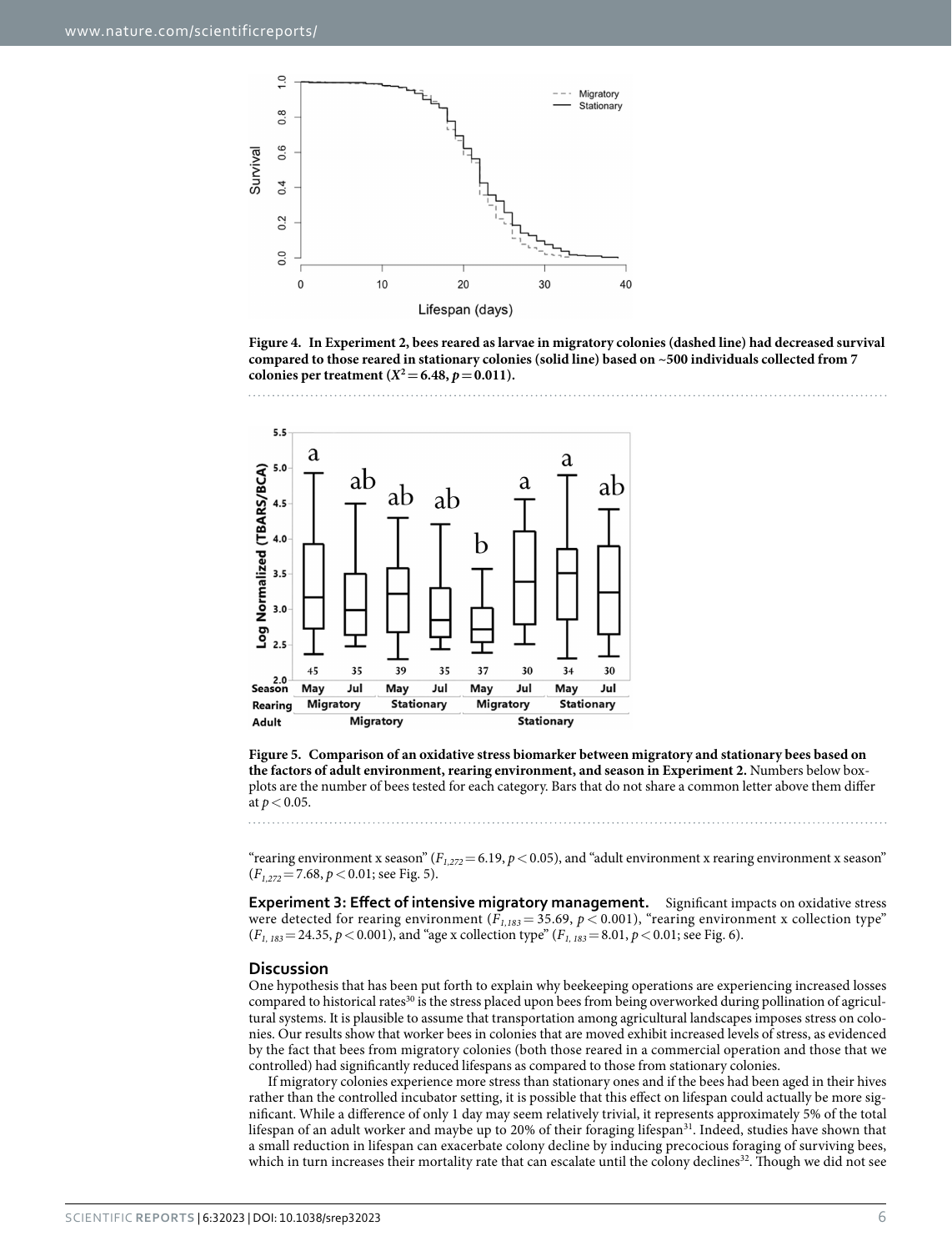**Figure 4. In Experiment 2, bees reared as larvae in migratory colonies (dashed line) had decreased survival compared to those reared in stationary colonies (solid line) based on ~500 individuals collected from 7 colonies per treatment ($X^2 = 6.48$, $p = 0.011$).**

**Figure 5. Comparison of an oxidative stress biomarker between migratory and stationary bees based on the factors of adult environment, rearing environment, and season in Experiment 2.** Numbers below box-plots are the number of bees tested for each category. Bars that do not share a common letter above them differ at $p < 0.05$.

"rearing environment x season" ($F_{1,272} = 6.19$, $p < 0.05$), and "adult environment x rearing environment x season" ($F_{1,272} = 7.68$, $p < 0.01$; see Fig. 5).

**Experiment 3: Effect of intensive migratory management.** Significant impacts on oxidative stress were detected for rearing environment ($F_{1,183} = 35.69$, $p < 0.001$), "rearing environment x collection type" ($F_{1,183} = 24.35$, $p < 0.001$), and "age x collection type" ($F_{1,183} = 8.01$, $p < 0.01$; see Fig. 6).

## Discussion

One hypothesis that has been put forth to explain why beekeeping operations are experiencing increased losses compared to historical rates[30] is the stress placed upon bees from being overworked during pollination of agricultural systems. It is plausible to assume that transportation among agricultural landscapes imposes stress on colonies. Our results show that worker bees in colonies that are moved exhibit increased levels of stress, as evidenced by the fact that bees from migratory colonies (both those reared in a commercial operation and those that we controlled) had significantly reduced lifespans as compared to those from stationary colonies.

If migratory colonies experience more stress than stationary ones and if the bees had been aged in their hives rather than the controlled incubator setting, it is possible that this effect on lifespan could actually be more significant. While a difference of only 1 day may seem relatively trivial, it represents approximately 5% of the total lifespan of an adult worker and maybe up to 20% of their foraging lifespan[31]. Indeed, studies have shown that a small reduction in lifespan can exacerbate colony decline by inducing precocious foraging of surviving bees, which in turn increases their mortality rate that can escalate until the colony declines[32]. Though we did not see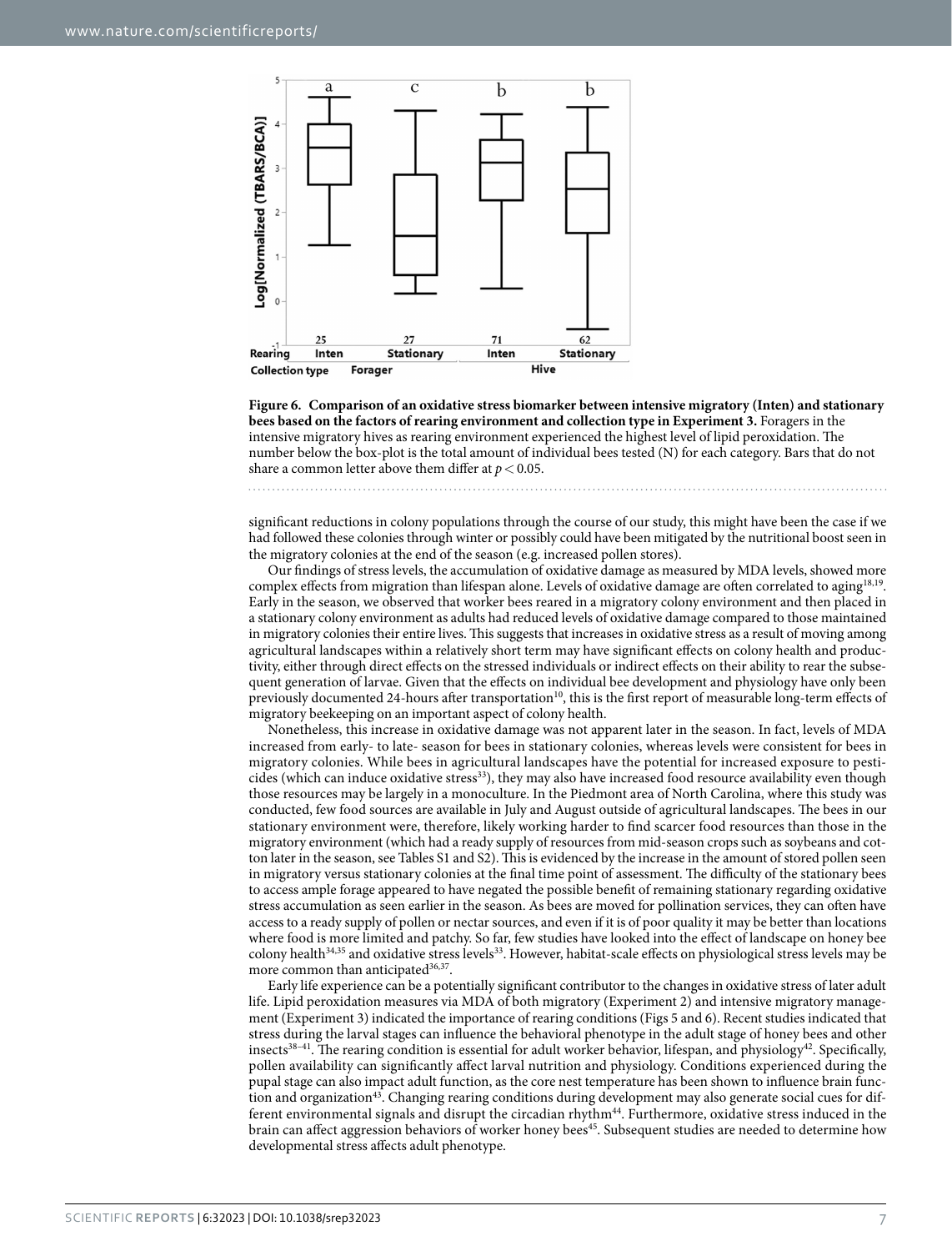**Figure 6. Comparison of an oxidative stress biomarker between intensive migratory (Inten) and stationary bees based on the factors of rearing environment and collection type in Experiment 3.** Foragers in the intensive migratory hives as rearing environment experienced the highest level of lipid peroxidation. The number below the box-plot is the total amount of individual bees tested (N) for each category. Bars that do not share a common letter above them differ at $p < 0.05$.

significant reductions in colony populations through the course of our study, this might have been the case if we had followed these colonies through winter or possibly could have been mitigated by the nutritional boost seen in the migratory colonies at the end of the season (e.g. increased pollen stores).

Our findings of stress levels, the accumulation of oxidative damage as measured by MDA levels, showed more complex effects from migration than lifespan alone. Levels of oxidative damage are often correlated to aging[18,19]. Early in the season, we observed that worker bees reared in a migratory colony environment and then placed in a stationary colony environment as adults had reduced levels of oxidative damage compared to those maintained in migratory colonies their entire lives. This suggests that increases in oxidative stress as a result of moving among agricultural landscapes within a relatively short term may have significant effects on colony health and productivity, either through direct effects on the stressed individuals or indirect effects on their ability to rear the subsequent generation of larvae. Given that the effects on individual bee development and physiology have only been previously documented 24-hours after transportation[10], this is the first report of measurable long-term effects of migratory beekeeping on an important aspect of colony health.

Nonetheless, this increase in oxidative damage was not apparent later in the season. In fact, levels of MDA increased from early- to late- season for bees in stationary colonies, whereas levels were consistent for bees in migratory colonies. While bees in agricultural landscapes have the potential for increased exposure to pesticides (which can induce oxidative stress[33]), they may also have increased food resource availability even though those resources may be largely in a monoculture. In the Piedmont area of North Carolina, where this study was conducted, few food sources are available in July and August outside of agricultural landscapes. The bees in our stationary environment were, therefore, likely working harder to find scarcer food resources than those in the migratory environment (which had a ready supply of resources from mid-season crops such as soybeans and cotton later in the season, see Tables S1 and S2). This is evidenced by the increase in the amount of stored pollen seen in migratory versus stationary colonies at the final time point of assessment. The difficulty of the stationary bees to access ample forage appeared to have negated the possible benefit of remaining stationary regarding oxidative stress accumulation as seen earlier in the season. As bees are moved for pollination services, they can often have access to a ready supply of pollen or nectar sources, and even if it is of poor quality it may be better than locations where food is more limited and patchy. So far, few studies have looked into the effect of landscape on honey bee colony health[34,35] and oxidative stress levels[33]. However, habitat-scale effects on physiological stress levels may be more common than anticipated[36,37].

Early life experience can be a potentially significant contributor to the changes in oxidative stress of later adult life. Lipid peroxidation measures via MDA of both migratory (Experiment 2) and intensive migratory management (Experiment 3) indicated the importance of rearing conditions (Figs 5 and 6). Recent studies indicated that stress during the larval stages can influence the behavioral phenotype in the adult stage of honey bees and other insects[38–41]. The rearing condition is essential for adult worker behavior, lifespan, and physiology[42]. Specifically, pollen availability can significantly affect larval nutrition and physiology. Conditions experienced during the pupal stage can also impact adult function, as the core nest temperature has been shown to influence brain function and organization[43]. Changing rearing conditions during development may also generate social cues for different environmental signals and disrupt the circadian rhythm[44]. Furthermore, oxidative stress induced in the brain can affect aggression behaviors of worker honey bees[45]. Subsequent studies are needed to determine how developmental stress affects adult phenotype.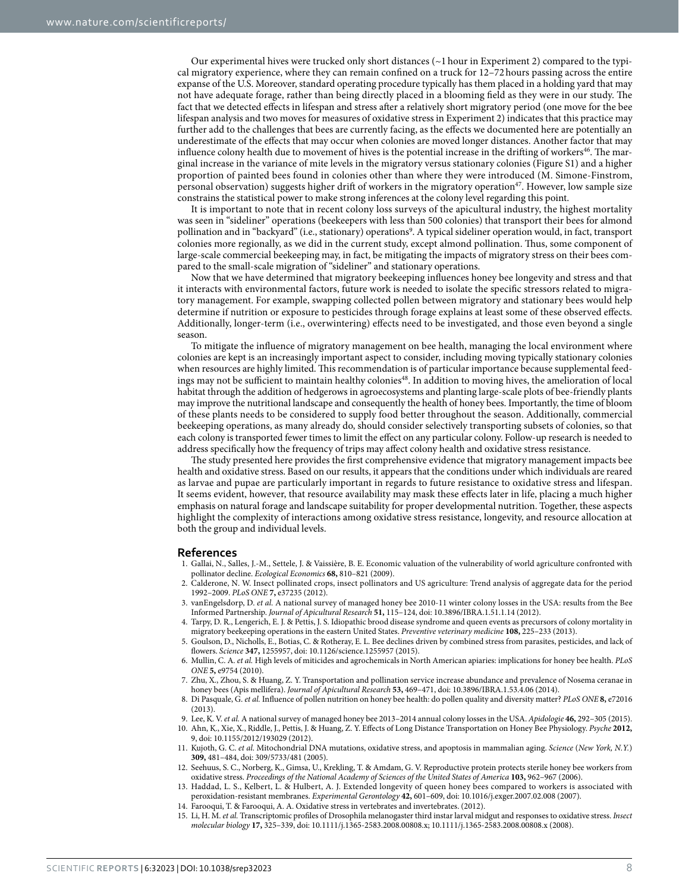Our experimental hives were trucked only short distances (~1 hour in Experiment 2) compared to the typical migratory experience, where they can remain confined on a truck for 12–72 hours passing across the entire expanse of the U.S. Moreover, standard operating procedure typically has them placed in a holding yard that may not have adequate forage, rather than being directly placed in a blooming field as they were in our study. The fact that we detected effects in lifespan and stress after a relatively short migratory period (one move for the bee lifespan analysis and two moves for measures of oxidative stress in Experiment 2) indicates that this practice may further add to the challenges that bees are currently facing, as the effects we documented here are potentially an underestimate of the effects that may occur when colonies are moved longer distances. Another factor that may influence colony health due to movement of hives is the potential increase in the drifting of workers[46]. The marginal increase in the variance of mite levels in the migratory versus stationary colonies (Figure S1) and a higher proportion of painted bees found in colonies other than where they were introduced (M. Simone-Finstrom, personal observation) suggests higher drift of workers in the migratory operation[47]. However, low sample size constrains the statistical power to make strong inferences at the colony level regarding this point.

It is important to note that in recent colony loss surveys of the apicultural industry, the highest mortality was seen in "sideliner" operations (beekeepers with less than 500 colonies) that transport their bees for almond pollination and in "backyard" (i.e., stationary) operations[9]. A typical sideliner operation would, in fact, transport colonies more regionally, as we did in the current study, except almond pollination. Thus, some component of large-scale commercial beekeeping may, in fact, be mitigating the impacts of migratory stress on their bees compared to the small-scale migration of "sideliner" and stationary operations.

Now that we have determined that migratory beekeeping influences honey bee longevity and stress and that it interacts with environmental factors, future work is needed to isolate the specific stressors related to migratory management. For example, swapping collected pollen between migratory and stationary bees would help determine if nutrition or exposure to pesticides through forage explains at least some of these observed effects. Additionally, longer-term (i.e., overwintering) effects need to be investigated, and those even beyond a single season.

To mitigate the influence of migratory management on bee health, managing the local environment where colonies are kept is an increasingly important aspect to consider, including moving typically stationary colonies when resources are highly limited. This recommendation is of particular importance because supplemental feedings may not be sufficient to maintain healthy colonies[48]. In addition to moving hives, the amelioration of local habitat through the addition of hedgerows in agroecosystems and planting large-scale plots of bee-friendly plants may improve the nutritional landscape and consequently the health of honey bees. Importantly, the time of bloom of these plants needs to be considered to supply food better throughout the season. Additionally, commercial beekeeping operations, as many already do, should consider selectively transporting subsets of colonies, so that each colony is transported fewer times to limit the effect on any particular colony. Follow-up research is needed to address specifically how the frequency of trips may affect colony health and oxidative stress resistance.

The study presented here provides the first comprehensive evidence that migratory management impacts bee health and oxidative stress. Based on our results, it appears that the conditions under which individuals are reared as larvae and pupae are particularly important in regards to future resistance to oxidative stress and lifespan. It seems evident, however, that resource availability may mask these effects later in life, placing a much higher emphasis on natural forage and landscape suitability for proper developmental nutrition. Together, these aspects highlight the complexity of interactions among oxidative stress resistance, longevity, and resource allocation at both the group and individual levels.

## References

1. Gallai, N., Salles, J.-M., Settele, J. & Vaissière, B. E. Economic valuation of the vulnerability of world agriculture confronted with pollinator decline. *Ecological Economics* **68,** 810–821 (2009).
2. Calderone, N. W. Insect pollinated crops, insect pollinators and US agriculture: Trend analysis of aggregate data for the period 1992–2009. *PLoS ONE* **7,** e37235 (2012).
3. vanEngelsdorp, D. *et al.* A national survey of managed honey bee 2010-11 winter colony losses in the USA: results from the Bee Informed Partnership. *Journal of Apicultural Research* **51,** 115–124, doi: 10.3896/IBRA.1.51.1.14 (2012).
4. Tarpy, D. R., Lengerich, E. J. & Pettis, J. S. Idiopathic brood disease syndrome and queen events as precursors of colony mortality in migratory beekeeping operations in the eastern United States. *Preventive veterinary medicine* **108,** 225–233 (2013).
5. Goulson, D., Nicholls, E., Botias, C. & Rotheray, E. L. Bee declines driven by combined stress from parasites, pesticides, and lack of flowers. *Science* **347,** 1255957, doi: 10.1126/science.1255957 (2015).
6. Mullin, C. A. *et al.* High levels of miticides and agrochemicals in North American apiaries: implications for honey bee health. *PLoS ONE* **5,** e9754 (2010).
7. Zhu, X., Zhou, S. & Huang, Z. Y. Transportation and pollination service increase abundance and prevalence of Nosema ceranae in honey bees (Apis mellifera). *Journal of Apicultural Research* **53,** 469–471, doi: 10.3896/IBRA.1.53.4.06 (2014).
8. Di Pasquale, G. *et al.* Influence of pollen nutrition on honey bee health: do pollen quality and diversity matter? *PLoS ONE* **8,** e72016 (2013).
9. Lee, K. V. *et al.* A national survey of managed honey bee 2013–2014 annual colony losses in the USA. *Apidologie* **46,** 292–305 (2015).
10. Ahn, K., Xie, X., Riddle, J., Pettis, J. & Huang, Z. Y. Effects of Long Distance Transportation on Honey Bee Physiology. *Psyche* **2012,** 9, doi: 10.1155/2012/193029 (2012).
11. Kujoth, G. C. *et al.* Mitochondrial DNA mutations, oxidative stress, and apoptosis in mammalian aging. *Science* (*New York, N.Y.*) **309,** 481–484, doi: 309/5733/481 (2005).
12. Seehuus, S. C., Norberg, K., Gimsa, U., Krekling, T. & Amdam, G. V. Reproductive protein protects sterile honey bee workers from oxidative stress. *Proceedings of the National Academy of Sciences of the United States of America* **103,** 962–967 (2006).
13. Haddad, L. S., Kelbert, L. & Hulbert, A. J. Extended longevity of queen honey bees compared to workers is associated with peroxidation-resistant membranes. *Experimental Gerontology* **42,** 601–609, doi: 10.1016/j.exger.2007.02.008 (2007).
14. Farooqui, T. & Farooqui, A. A. Oxidative stress in vertebrates and invertebrates. (2012).
15. Li, H. M. *et al.* Transcriptomic profiles of Drosophila melanogaster third instar larval midgut and responses to oxidative stress. *Insect molecular biology* **17,** 325–339, doi: 10.1111/j.1365-2583.2008.00808.x; 10.1111/j.1365-2583.2008.00808.x (2008).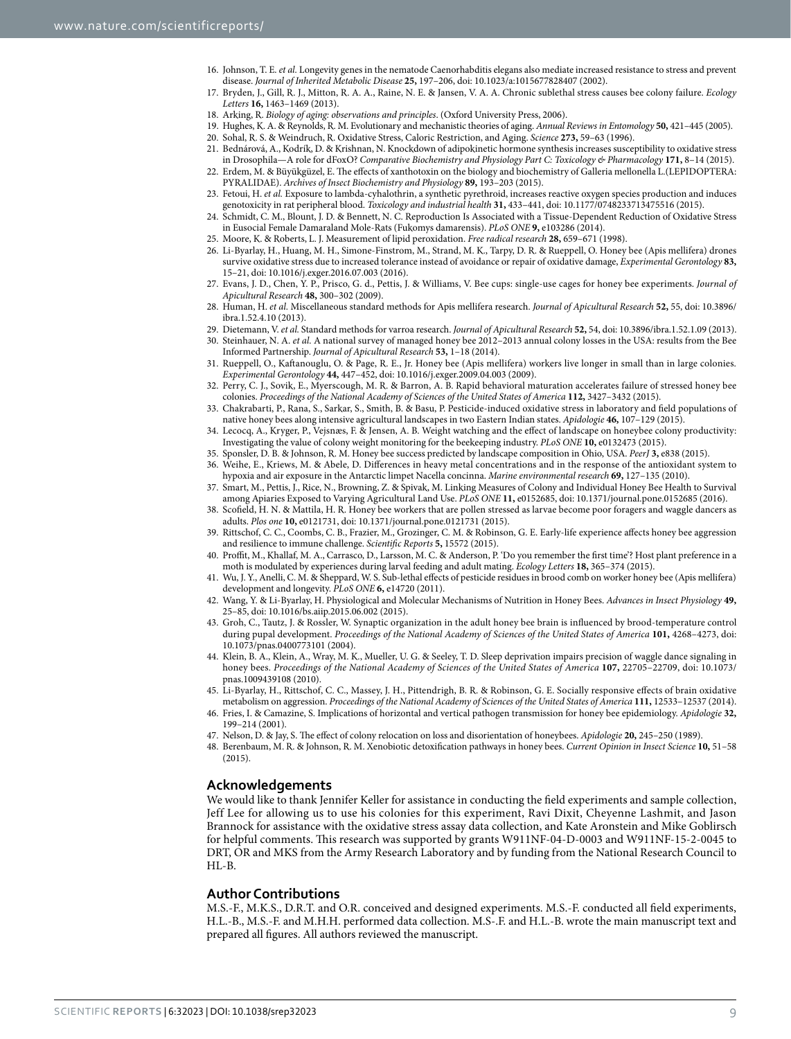16. Johnson, T. E. *et al.* Longevity genes in the nematode Caenorhabditis elegans also mediate increased resistance to stress and prevent disease. *Journal of Inherited Metabolic Disease* **25,** 197–206, doi: 10.1023/a:1015677828407 (2002).
17. Bryden, J., Gill, R. J., Mitton, R. A. A., Raine, N. E. & Jansen, V. A. A. Chronic sublethal stress causes bee colony failure. *Ecology Letters* **16,** 1463–1469 (2013).
18. Arking, R. *Biology of aging: observations and principles*. (Oxford University Press, 2006).
19. Hughes, K. A. & Reynolds, R. M. Evolutionary and mechanistic theories of aging. *Annual Reviews in Entomology* **50,** 421–445 (2005).
20. Sohal, R. S. & Weindruch, R. Oxidative Stress, Caloric Restriction, and Aging. *Science* **273,** 59–63 (1996).
21. Bednářová, A., Kodrík, D. & Krishnan, N. Knockdown of adipokinetic hormone synthesis increases susceptibility to oxidative stress in Drosophila—A role for dFoxO? *Comparative Biochemistry and Physiology Part C: Toxicology & Pharmacology* **171,** 8–14 (2015).
22. Erdem, M. & Büyükgüzel, E. The effects of xanthotoxin on the biology and biochemistry of Galleria mellonella L.(LEPIDOPTERA: PYRALIDAE). *Archives of Insect Biochemistry and Physiology* **89,** 193–203 (2015).
23. Fetoui, H. *et al.* Exposure to lambda-cyhalothrin, a synthetic pyrethroid, increases reactive oxygen species production and induces genotoxicity in rat peripheral blood. *Toxicology and industrial health* **31,** 433–441, doi: 10.1177/0748233713475516 (2015).
24. Schmidt, C. M., Blount, J. D. & Bennett, N. C. Reproduction Is Associated with a Tissue-Dependent Reduction of Oxidative Stress in Eusocial Female Damaraland Mole-Rats (Fukomys damarensis). *PLoS ONE* **9,** e103286 (2014).
25. Moore, K. & Roberts, L. J. Measurement of lipid peroxidation. *Free radical research* **28,** 659–671 (1998).
26. Li-Byarlay, H., Huang, M. H., Simone-Finstrom, M., Strand, M. K., Tarpy, D. R. & Rueppell, O. Honey bee (Apis mellifera) drones survive oxidative stress due to increased tolerance instead of avoidance or repair of oxidative damage, *Experimental Gerontology* **83,** 15–21, doi: 10.1016/j.exger.2016.07.003 (2016).
27. Evans, J. D., Chen, Y. P., Prisco, G. d., Pettis, J. & Williams, V. Bee cups: single-use cages for honey bee experiments. *Journal of Apicultural Research* **48,** 300–302 (2009).
28. Human, H. *et al.* Miscellaneous standard methods for Apis mellifera research. *Journal of Apicultural Research* **52,** 55, doi: 10.3896/ibra.1.52.4.10 (2013).
29. Dietemann, V. *et al.* Standard methods for varroa research. *Journal of Apicultural Research* **52,** 54, doi: 10.3896/ibra.1.52.1.09 (2013).
30. Steinhauer, N. A. *et al.* A national survey of managed honey bee 2012–2013 annual colony losses in the USA: results from the Bee Informed Partnership. *Journal of Apicultural Research* **53,** 1–18 (2014).
31. Rueppell, O., Kaftanouglu, O. & Page, R. E., Jr. Honey bee (Apis mellifera) workers live longer in small than in large colonies. *Experimental Gerontology* **44,** 447–452, doi: 10.1016/j.exger.2009.04.003 (2009).
32. Perry, C. J., Sovik, E., Myerscough, M. R. & Barron, A. B. Rapid behavioral maturation accelerates failure of stressed honey bee colonies. *Proceedings of the National Academy of Sciences of the United States of America* **112,** 3427–3432 (2015).
33. Chakrabarti, P., Rana, S., Sarkar, S., Smith, B. & Basu, P. Pesticide-induced oxidative stress in laboratory and field populations of native honey bees along intensive agricultural landscapes in two Eastern Indian states. *Apidologie* **46,** 107–129 (2015).
34. Lecocq, A., Kryger, P., Vejsnæs, F. & Jensen, A. B. Weight watching and the effect of landscape on honeybee colony productivity: Investigating the value of colony weight monitoring for the beekeeping industry. *PLoS ONE* **10,** e0132473 (2015).
35. Sponsler, D. B. & Johnson, R. M. Honey bee success predicted by landscape composition in Ohio, USA. *PeerJ* **3,** e838 (2015).
36. Weihe, E., Kriews, M. & Abele, D. Differences in heavy metal concentrations and in the response of the antioxidant system to hypoxia and air exposure in the Antarctic limpet Nacella concinna. *Marine environmental research* **69,** 127–135 (2010).
37. Smart, M., Pettis, J., Rice, N., Browning, Z. & Spivak, M. Linking Measures of Colony and Individual Honey Bee Health to Survival among Apiaries Exposed to Varying Agricultural Land Use. *PLoS ONE* **11,** e0152685, doi: 10.1371/journal.pone.0152685 (2016).
38. Scofield, H. N. & Mattila, H. R. Honey bee workers that are pollen stressed as larvae become poor foragers and waggle dancers as adults. *Plos one* **10,** e0121731, doi: 10.1371/journal.pone.0121731 (2015).
39. Rittschof, C. C., Coombs, C. B., Frazier, M., Grozinger, C. M. & Robinson, G. E. Early-life experience affects honey bee aggression and resilience to immune challenge. *Scientific Reports* **5,** 15572 (2015).
40. Proffit, M., Khallaf, M. A., Carrasco, D., Larsson, M. C. & Anderson, P. 'Do you remember the first time'? Host plant preference in a moth is modulated by experiences during larval feeding and adult mating. *Ecology Letters* **18,** 365–374 (2015).
41. Wu, J. Y., Anelli, C. M. & Sheppard, W. S. Sub-lethal effects of pesticide residues in brood comb on worker honey bee (Apis mellifera) development and longevity. *PLoS ONE* **6,** e14720 (2011).
42. Wang, Y. & Li-Byarlay, H. Physiological and Molecular Mechanisms of Nutrition in Honey Bees. *Advances in Insect Physiology* **49,** 25–85, doi: 10.1016/bs.aiip.2015.06.002 (2015).
43. Groh, C., Tautz, J. & Rossler, W. Synaptic organization in the adult honey bee brain is influenced by brood-temperature control during pupal development. *Proceedings of the National Academy of Sciences of the United States of America* **101,** 4268–4273, doi: 10.1073/pnas.0400773101 (2004).
44. Klein, B. A., Klein, A., Wray, M. K., Mueller, U. G. & Seeley, T. D. Sleep deprivation impairs precision of waggle dance signaling in honey bees. *Proceedings of the National Academy of Sciences of the United States of America* **107,** 22705–22709, doi: 10.1073/pnas.1009439108 (2010).
45. Li-Byarlay, H., Rittschof, C. C., Massey, J. H., Pittendrigh, B. R. & Robinson, G. E. Socially responsive effects of brain oxidative metabolism on aggression. *Proceedings of the National Academy of Sciences of the United States of America* **111,** 12533–12537 (2014).
46. Fries, I. & Camazine, S. Implications of horizontal and vertical pathogen transmission for honey bee epidemiology. *Apidologie* **32,** 199–214 (2001).
47. Nelson, D. & Jay, S. The effect of colony relocation on loss and disorientation of honeybees. *Apidologie* **20,** 245–250 (1989).
48. Berenbaum, M. R. & Johnson, R. M. Xenobiotic detoxification pathways in honey bees. *Current Opinion in Insect Science* **10,** 51–58 (2015).

## Acknowledgements

We would like to thank Jennifer Keller for assistance in conducting the field experiments and sample collection, Jeff Lee for allowing us to use his colonies for this experiment, Ravi Dixit, Cheyenne Lashmit, and Jason Brannock for assistance with the oxidative stress assay data collection, and Kate Aronstein and Mike Goblirsch for helpful comments. This research was supported by grants W911NF-04-D-0003 and W911NF-15-2-0045 to DRT, OR and MKS from the Army Research Laboratory and by funding from the National Research Council to HL-B.

## Author Contributions

M.S.-F., M.K.S., D.R.T. and O.R. conceived and designed experiments. M.S.-F. conducted all field experiments, H.L.-B., M.S.-F. and M.H.H. performed data collection. M.S-.F. and H.L.-B. wrote the main manuscript text and prepared all figures. All authors reviewed the manuscript.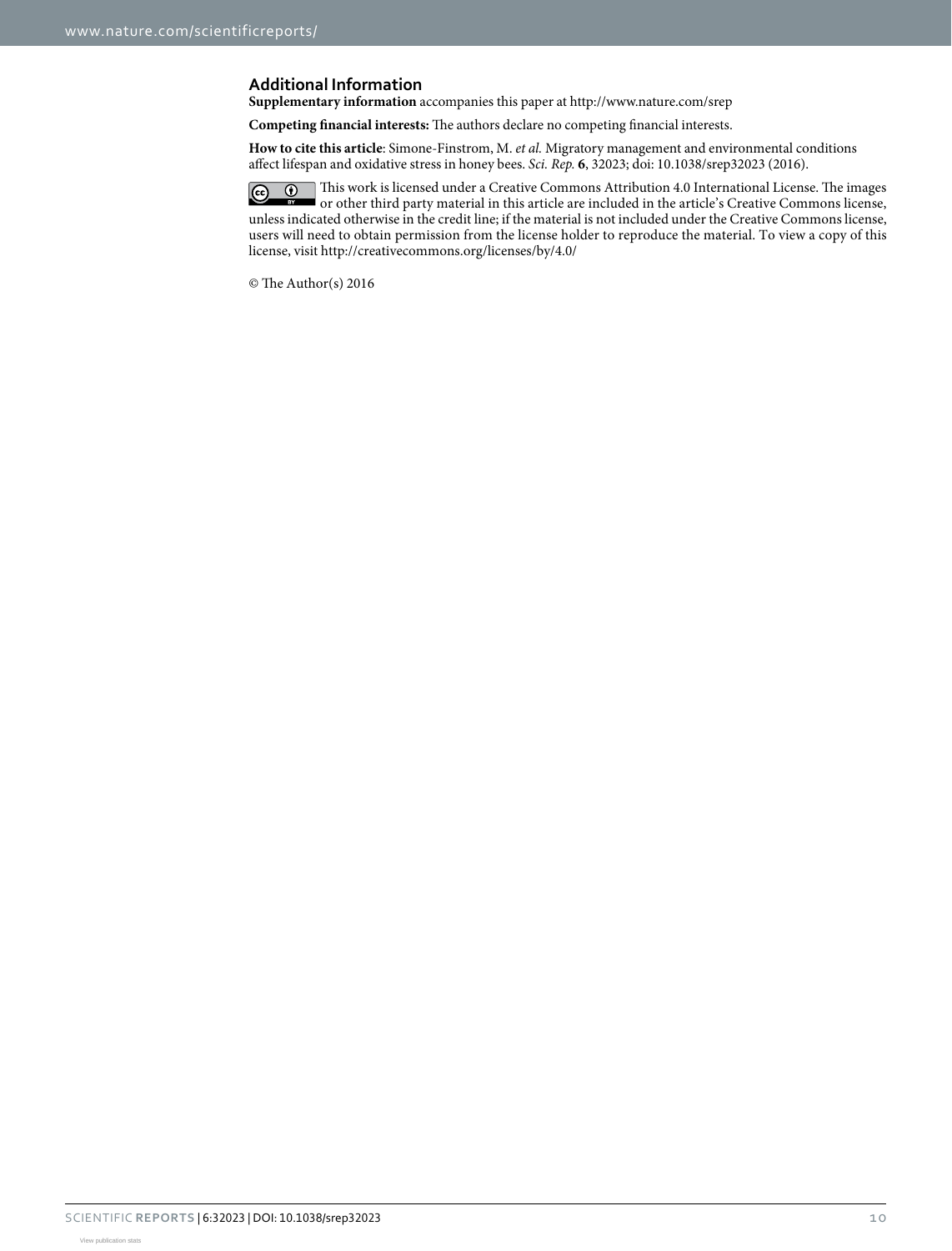## Additional Information

**Supplementary information** accompanies this paper at http://www.nature.com/srep

**Competing financial interests:** The authors declare no competing financial interests.

**How to cite this article**: Simone-Finstrom, M. *et al.* Migratory management and environmental conditions affect lifespan and oxidative stress in honey bees. *Sci. Rep.* **6**, 32023; doi: 10.1038/srep32023 (2016).

This work is licensed under a Creative Commons Attribution 4.0 International License. The images or other third party material in this article are included in the article's Creative Commons license, unless indicated otherwise in the credit line; if the material is not included under the Creative Commons license, users will need to obtain permission from the license holder to reproduce the material. To view a copy of this license, visit http://creativecommons.org/licenses/by/4.0/

© The Author(s) 2016